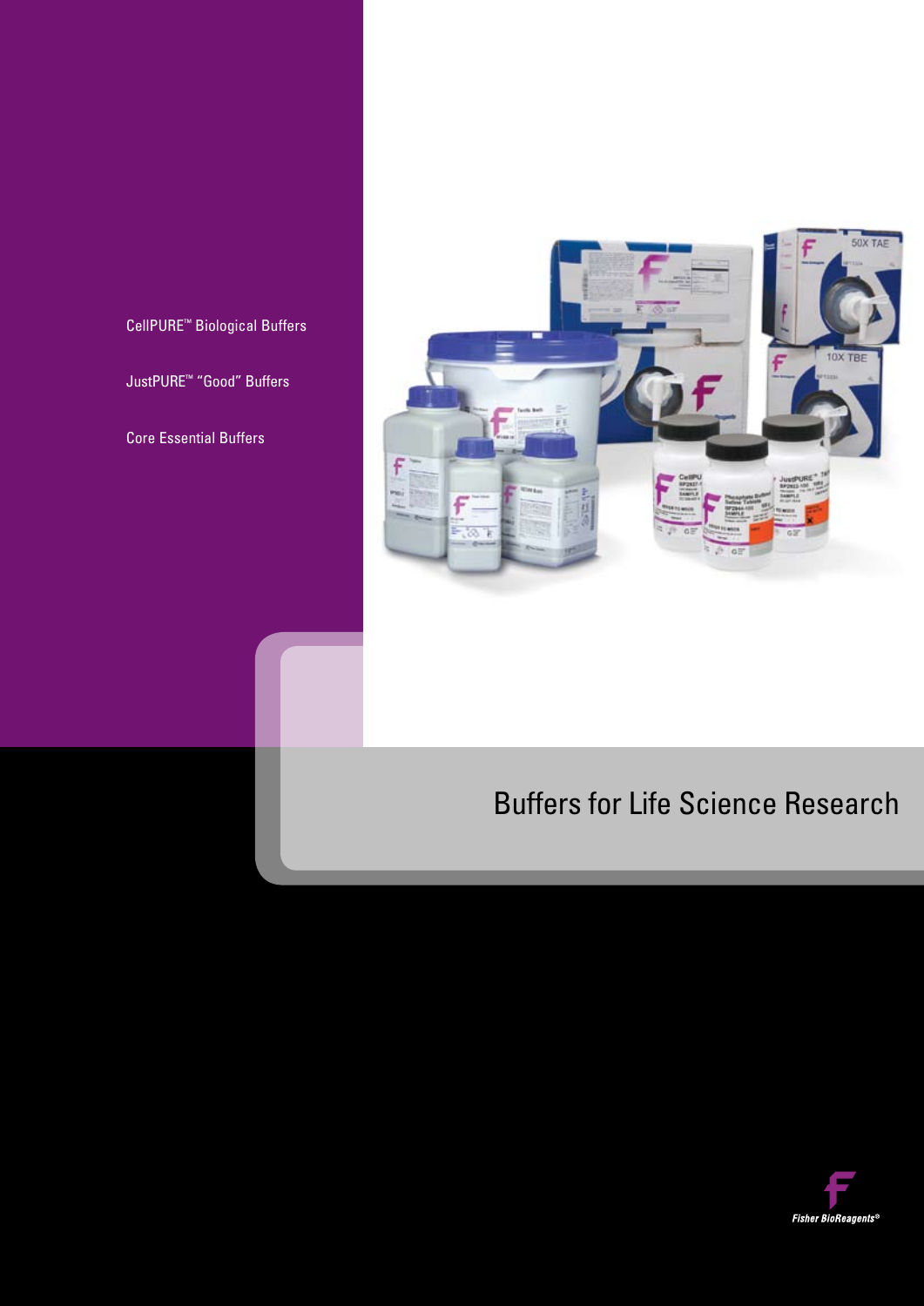CellPURE™ Biological Buffers

JustPURE™ "Good" Buffers

Core Essential Buffers

# Buffers for Life Science Research

Fisher BioReagents®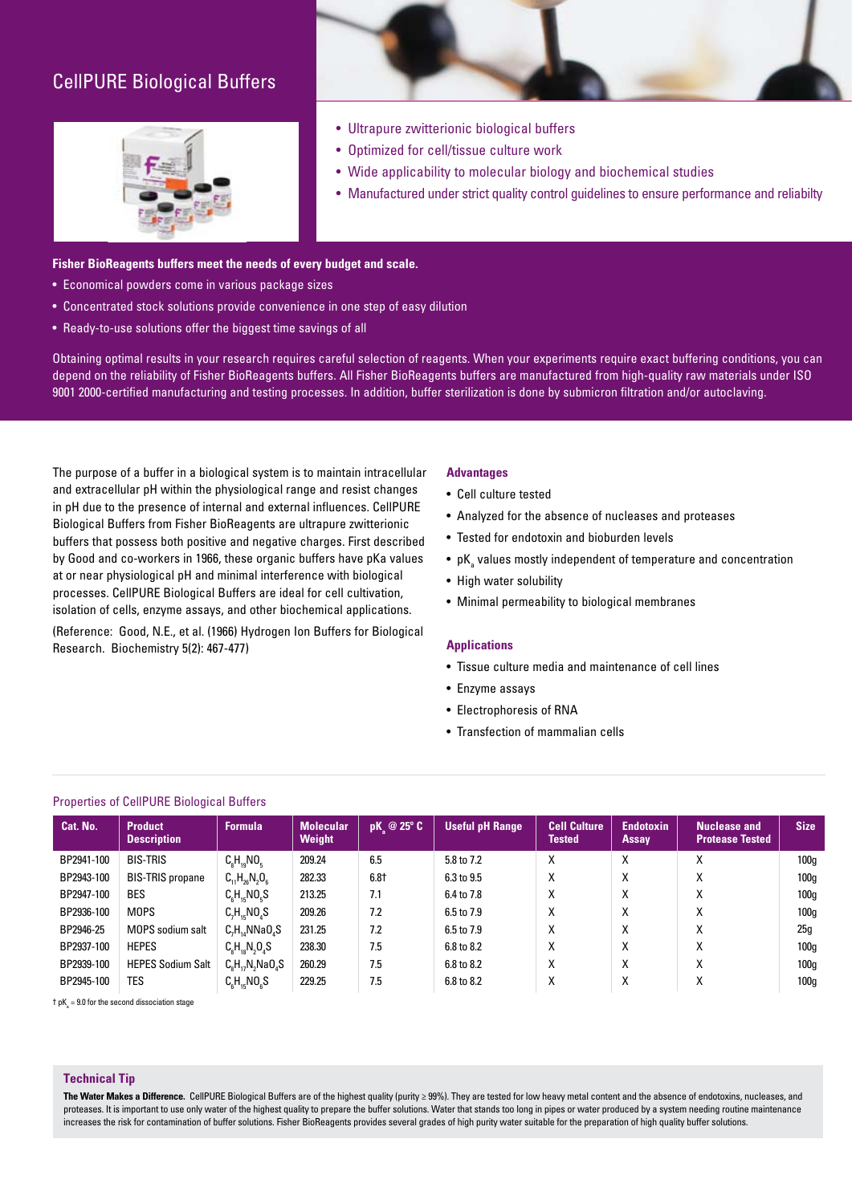# CellPURE Biological Buffers

- Ultrapure zwitterionic biological buffers
- Optimized for cell/tissue culture work
- Wide applicability to molecular biology and biochemical studies
- Manufactured under strict quality control guidelines to ensure performance and reliabilty

**Fisher BioReagents buffers meet the needs of every budget and scale.**

- Economical powders come in various package sizes
- Concentrated stock solutions provide convenience in one step of easy dilution
- Ready-to-use solutions offer the biggest time savings of all

Obtaining optimal results in your research requires careful selection of reagents. When your experiments require exact buffering conditions, you can depend on the reliability of Fisher BioReagents buffers. All Fisher BioReagents buffers are manufactured from high-quality raw materials under ISO 9001 2000-certified manufacturing and testing processes. In addition, buffer sterilization is done by submicron filtration and/or autoclaving.

The purpose of a buffer in a biological system is to maintain intracellular and extracellular pH within the physiological range and resist changes in pH due to the presence of internal and external influences. CellPURE Biological Buffers from Fisher BioReagents are ultrapure zwitterionic buffers that possess both positive and negative charges. First described by Good and co-workers in 1966, these organic buffers have pKa values at or near physiological pH and minimal interference with biological processes. CellPURE Biological Buffers are ideal for cell cultivation, isolation of cells, enzyme assays, and other biochemical applications.

(Reference: Good, N.E., et al. (1966) Hydrogen Ion Buffers for Biological Research. Biochemistry 5(2): 467-477)

### Advantages

- Cell culture tested
- Analyzed for the absence of nucleases and proteases
- Tested for endotoxin and bioburden levels
- $pK_a$ values mostly independent of temperature and concentration
- High water solubility
- Minimal permeability to biological membranes

### Applications

- Tissue culture media and maintenance of cell lines
- Enzyme assays
- Electrophoresis of RNA
- Transfection of mammalian cells

## Properties of CellPURE Biological Buffers

| Cat. No. | Product Description | Formula | Molecular Weight | $pK_a$ @ 25° C | Useful pH Range | Cell Culture Tested | Endotoxin Assay | Nuclease and Protease Tested | Size |
|---|---|---|---|---|---|---|---|---|---|
| BP2941-100 | BIS-TRIS | $C_8H_{19}NO_5$ | 209.24 | 6.5 | 5.8 to 7.2 | X | X | X | 100g |
| BP2943-100 | BIS-TRIS propane | $C_{11}H_{26}N_2O_6$ | 282.33 | 6.8† | 6.3 to 9.5 | X | X | X | 100g |
| BP2947-100 | BES | $C_6H_{15}NO_5S$ | 213.25 | 7.1 | 6.4 to 7.8 | X | X | X | 100g |
| BP2936-100 | MOPS | $C_7H_{15}NO_4S$ | 209.26 | 7.2 | 6.5 to 7.9 | X | X | X | 100g |
| BP2946-25 | MOPS sodium salt | $C_7H_{14}NNaO_4S$ | 231.25 | 7.2 | 6.5 to 7.9 | X | X | X | 25g |
| BP2937-100 | HEPES | $C_8H_{18}N_2O_4S$ | 238.30 | 7.5 | 6.8 to 8.2 | X | X | X | 100g |
| BP2939-100 | HEPES Sodium Salt | $C_8H_{17}N_2NaO_4S$ | 260.29 | 7.5 | 6.8 to 8.2 | X | X | X | 100g |
| BP2945-100 | TES | $C_6H_{15}NO_6S$ | 229.25 | 7.5 | 6.8 to 8.2 | X | X | X | 100g |

† $pK_a$ = 9.0 for the second dissociation stage

### Technical Tip

**The Water Makes a Difference.** CellPURE Biological Buffers are of the highest quality (purity ≥ 99%). They are tested for low heavy metal content and the absence of endotoxins, nucleases, and proteases. It is important to use only water of the highest quality to prepare the buffer solutions. Water that stands too long in pipes or water produced by a system needing routine maintenance increases the risk for contamination of buffer solutions. Fisher BioReagents provides several grades of high purity water suitable for the preparation of high quality buffer solutions.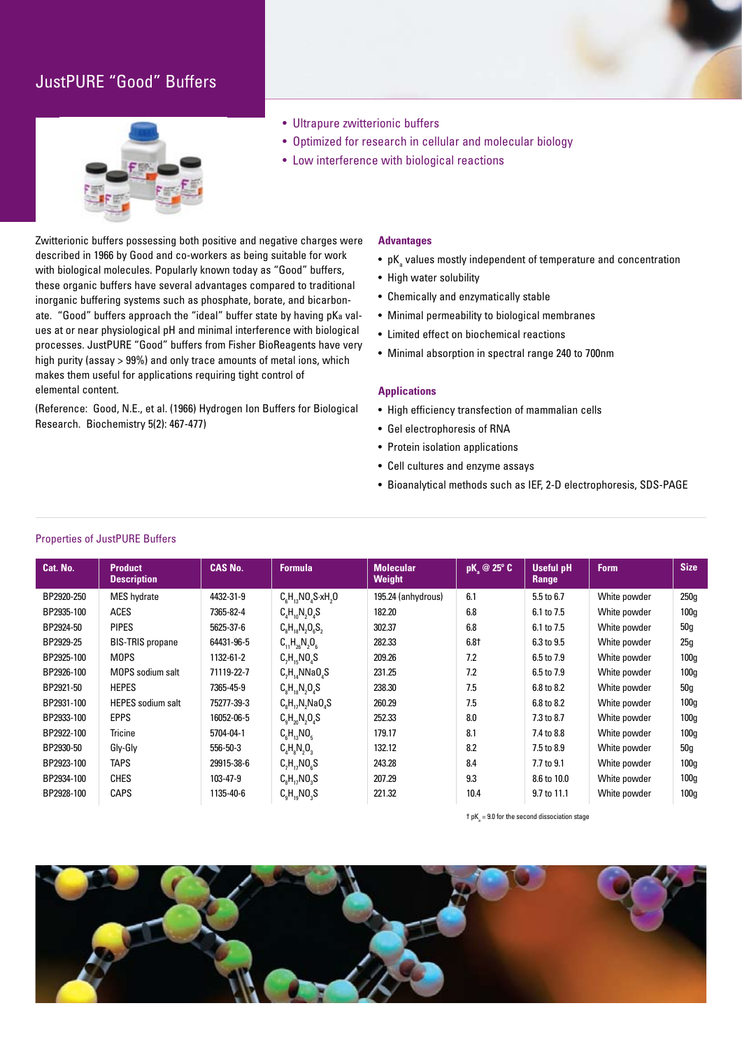# JustPURE "Good" Buffers

- Ultrapure zwitterionic buffers
- Optimized for research in cellular and molecular biology
- Low interference with biological reactions

Zwitterionic buffers possessing both positive and negative charges were described in 1966 by Good and co-workers as being suitable for work with biological molecules. Popularly known today as "Good" buffers, these organic buffers have several advantages compared to traditional inorganic buffering systems such as phosphate, borate, and bicarbonate. "Good" buffers approach the "ideal" buffer state by having pKa values at or near physiological pH and minimal interference with biological processes. JustPURE "Good" buffers from Fisher BioReagents have very high purity (assay > 99%) and only trace amounts of metal ions, which makes them useful for applications requiring tight control of elemental content.

(Reference: Good, N.E., et al. (1966) Hydrogen Ion Buffers for Biological Research. Biochemistry 5(2): 467-477)

### Advantages

- $pK_a$ values mostly independent of temperature and concentration
- High water solubility
- Chemically and enzymatically stable
- Minimal permeability to biological membranes
- Limited effect on biochemical reactions
- Minimal absorption in spectral range 240 to 700nm

### Applications

- High efficiency transfection of mammalian cells
- Gel electrophoresis of RNA
- Protein isolation applications
- Cell cultures and enzyme assays
- Bioanalytical methods such as IEF, 2-D electrophoresis, SDS-PAGE

## Properties of JustPURE Buffers

| Cat. No. | Product Description | CAS No. | Formula | Molecular Weight | $pK_a$ @ 25° C | Useful pH Range | Form | Size |
|---|---|---|---|---|---|---|---|---|
| BP2920-250 | MES hydrate | 4432-31-9 | $C_6H_{13}NO_4S{\cdot}xH_2O$ | 195.24 (anhydrous) | 6.1 | 5.5 to 6.7 | White powder | 250g |
| BP2935-100 | ACES | 7365-82-4 | $C_4H_{10}N_2O_4S$ | 182.20 | 6.8 | 6.1 to 7.5 | White powder | 100g |
| BP2924-50 | PIPES | 5625-37-6 | $C_8H_{18}N_2O_6S_2$ | 302.37 | 6.8 | 6.1 to 7.5 | White powder | 50g |
| BP2929-25 | BIS-TRIS propane | 64431-96-5 | $C_{11}H_{26}N_2O_6$ | 282.33 | 6.8† | 6.3 to 9.5 | White powder | 25g |
| BP2925-100 | MOPS | 1132-61-2 | $C_7H_{15}NO_4S$ | 209.26 | 7.2 | 6.5 to 7.9 | White powder | 100g |
| BP2926-100 | MOPS sodium salt | 71119-22-7 | $C_7H_{14}NNaO_4S$ | 231.25 | 7.2 | 6.5 to 7.9 | White powder | 100g |
| BP2921-50 | HEPES | 7365-45-9 | $C_8H_{18}N_2O_4S$ | 238.30 | 7.5 | 6.8 to 8.2 | White powder | 50g |
| BP2931-100 | HEPES sodium salt | 75277-39-3 | $C_8H_{17}N_2NaO_4S$ | 260.29 | 7.5 | 6.8 to 8.2 | White powder | 100g |
| BP2933-100 | EPPS | 16052-06-5 | $C_9H_{20}N_2O_4S$ | 252.33 | 8.0 | 7.3 to 8.7 | White powder | 100g |
| BP2922-100 | Tricine | 5704-04-1 | $C_6H_{13}NO_5$ | 179.17 | 8.1 | 7.4 to 8.8 | White powder | 100g |
| BP2930-50 | Gly-Gly | 556-50-3 | $C_4H_8N_2O_3$ | 132.12 | 8.2 | 7.5 to 8.9 | White powder | 50g |
| BP2923-100 | TAPS | 29915-38-6 | $C_7H_{17}NO_6S$ | 243.28 | 8.4 | 7.7 to 9.1 | White powder | 100g |
| BP2934-100 | CHES | 103-47-9 | $C_8H_{17}NO_3S$ | 207.29 | 9.3 | 8.6 to 10.0 | White powder | 100g |
| BP2928-100 | CAPS | 1135-40-6 | $C_9H_{19}NO_3S$ | 221.32 | 10.4 | 9.7 to 11.1 | White powder | 100g |

† $pK_a$ = 9.0 for the second dissociation stage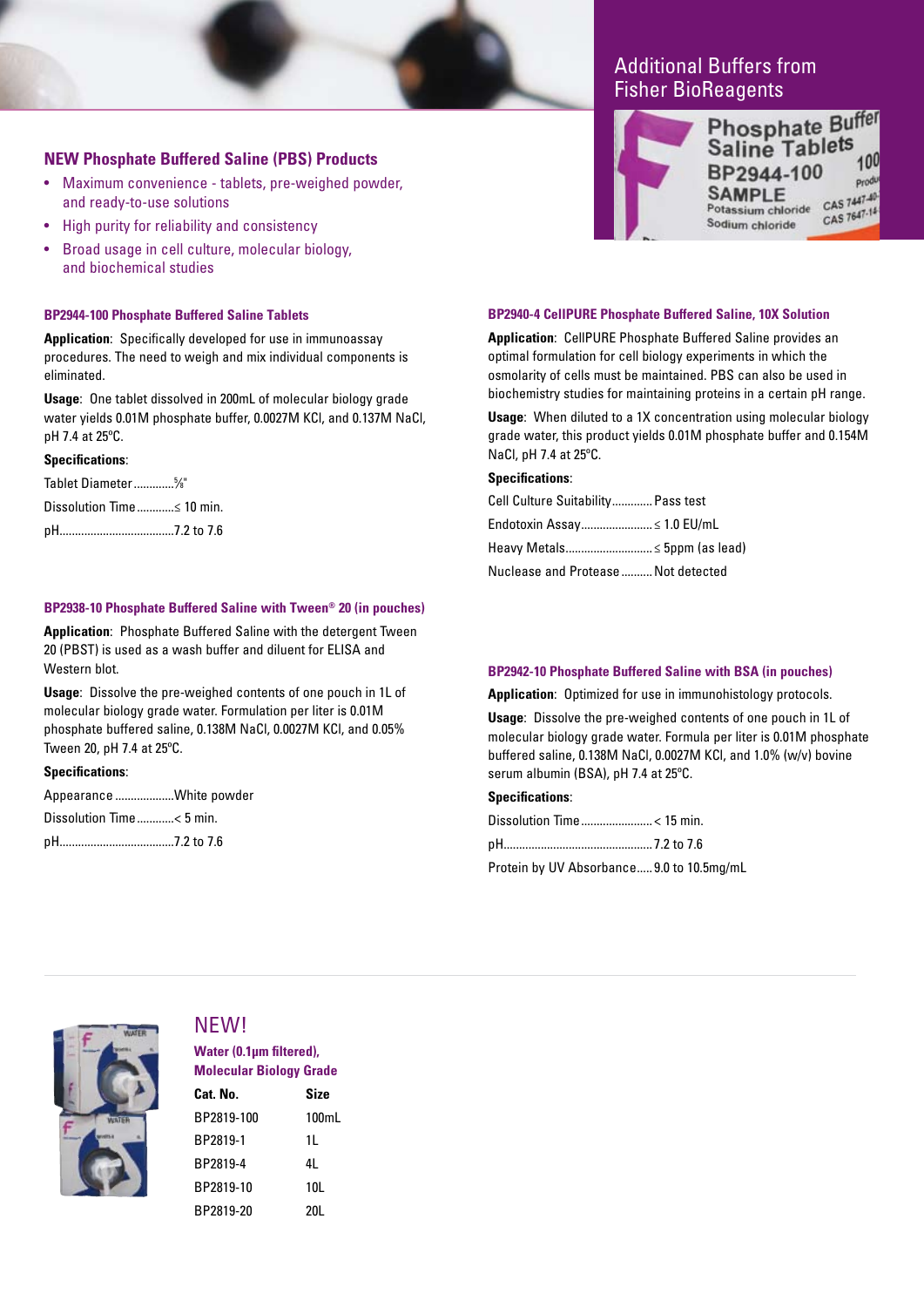## Additional Buffers from Fisher BioReagents

## NEW Phosphate Buffered Saline (PBS) Products

- Maximum convenience - tablets, pre-weighed powder, and ready-to-use solutions
- High purity for reliability and consistency
- Broad usage in cell culture, molecular biology, and biochemical studies

### BP2944-100 Phosphate Buffered Saline Tablets

**Application**: Specifically developed for use in immunoassay procedures. The need to weigh and mix individual components is eliminated.

**Usage**: One tablet dissolved in 200mL of molecular biology grade water yields 0.01M phosphate buffer, 0.0027M KCl, and 0.137M NaCl, pH 7.4 at 25°C.

**Specifications**:

Tablet Diameter............⅝"

Dissolution Time...........≤ 10 min.

pH....................................7.2 to 7.6

### BP2938-10 Phosphate Buffered Saline with Tween® 20 (in pouches)

**Application**: Phosphate Buffered Saline with the detergent Tween 20 (PBST) is used as a wash buffer and diluent for ELISA and Western blot.

**Usage**: Dissolve the pre-weighed contents of one pouch in 1L of molecular biology grade water. Formulation per liter is 0.01M phosphate buffered saline, 0.138M NaCl, 0.0027M KCl, and 0.05% Tween 20, pH 7.4 at 25°C.

**Specifications**:

Appearance ..................White powder

Dissolution Time...........< 5 min.

pH....................................7.2 to 7.6

### BP2940-4 CellPURE Phosphate Buffered Saline, 10X Solution

**Application**: CellPURE Phosphate Buffered Saline provides an optimal formulation for cell biology experiments in which the osmolarity of cells must be maintained. PBS can also be used in biochemistry studies for maintaining proteins in a certain pH range.

**Usage**: When diluted to a 1X concentration using molecular biology grade water, this product yields 0.01M phosphate buffer and 0.154M NaCl, pH 7.4 at 25°C.

**Specifications**:

Cell Culture Suitability............Pass test

Endotoxin Assay......................≤ 1.0 EU/mL

Heavy Metals...........................≤ 5ppm (as lead)

Nuclease and Protease..........Not detected

### BP2942-10 Phosphate Buffered Saline with BSA (in pouches)

**Application**: Optimized for use in immunohistology protocols.

**Usage**: Dissolve the pre-weighed contents of one pouch in 1L of molecular biology grade water. Formula per liter is 0.01M phosphate buffered saline, 0.138M NaCl, 0.0027M KCl, and 1.0% (w/v) bovine serum albumin (BSA), pH 7.4 at 25°C.

**Specifications**:

Dissolution Time......................< 15 min.

pH...............................................7.2 to 7.6

Protein by UV Absorbance.....9.0 to 10.5mg/mL

## NEW!

### Water (0.1µm filtered), Molecular Biology Grade

| Cat. No. | Size |
|---|---|
| BP2819-100 | 100mL |
| BP2819-1 | 1L |
| BP2819-4 | 4L |
| BP2819-10 | 10L |
| BP2819-20 | 20L |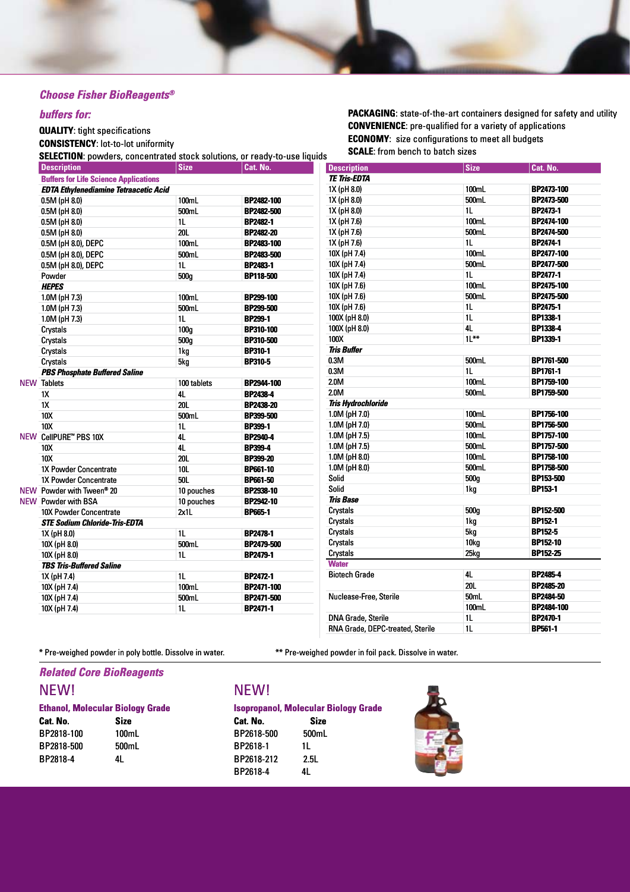## *Choose Fisher BioReagents®*

### *buffers for:*

**QUALITY**: tight specifications
**CONSISTENCY**: lot-to-lot uniformity
**SELECTION**: powders, concentrated stock solutions, or ready-to-use liquids
**PACKAGING**: state-of-the-art containers designed for safety and utility
**CONVENIENCE**: pre-qualified for a variety of applications
**ECONOMY**: size configurations to meet all budgets
**SCALE**: from bench to batch sizes

| | Description | Size | Cat. No. |
|---|---|---|---|
| | **Buffers for Life Science Applications** | | |
| | ***EDTA Ethylenediamine Tetraacetic Acid*** | | |
| | 0.5M (pH 8.0) | 100mL | **BP2482-100** |
| | 0.5M (pH 8.0) | 500mL | **BP2482-500** |
| | 0.5M (pH 8.0) | 1L | **BP2482-1** |
| | 0.5M (pH 8.0) | 20L | **BP2482-20** |
| | 0.5M (pH 8.0), DEPC | 100mL | **BP2483-100** |
| | 0.5M (pH 8.0), DEPC | 500mL | **BP2483-500** |
| | 0.5M (pH 8.0), DEPC | 1L | **BP2483-1** |
| | Powder | 500g | **BP118-500** |
| | ***HEPES*** | | |
| | 1.0M (pH 7.3) | 100mL | **BP299-100** |
| | 1.0M (pH 7.3) | 500mL | **BP299-500** |
| | 1.0M (pH 7.3) | 1L | **BP299-1** |
| | Crystals | 100g | **BP310-100** |
| | Crystals | 500g | **BP310-500** |
| | Crystals | 1kg | **BP310-1** |
| | Crystals | 5kg | **BP310-5** |
| | ***PBS Phosphate Buffered Saline*** | | |
| NEW | Tablets | 100 tablets | **BP2944-100** |
| | 1X | 4L | **BP2438-4** |
| | 1X | 20L | **BP2438-20** |
| | 10X | 500mL | **BP399-500** |
| | 10X | 1L | **BP399-1** |
| NEW | CellPURE™ PBS 10X | 4L | **BP2940-4** |
| | 10X | 4L | **BP399-4** |
| | 10X | 20L | **BP399-20** |
| | 1X Powder Concentrate | 10L | **BP661-10** |
| | 1X Powder Concentrate | 50L | **BP661-50** |
| NEW | Powder with Tween® 20 | 10 pouches | **BP2938-10** |
| NEW | Powder with BSA | 10 pouches | **BP2942-10** |
| | 10X Powder Concentrate | 2x1L | **BP665-1** |
| | ***STE Sodium Chloride-Tris-EDTA*** | | |
| | 1X (pH 8.0) | 1L | **BP2478-1** |
| | 10X (pH 8.0) | 500mL | **BP2479-500** |
| | 10X (pH 8.0) | 1L | **BP2479-1** |
| | ***TBS Tris-Buffered Saline*** | | |
| | 1X (pH 7.4) | 1L | **BP2472-1** |
| | 10X (pH 7.4) | 100mL | **BP2471-100** |
| | 10X (pH 7.4) | 500mL | **BP2471-500** |
| | 10X (pH 7.4) | 1L | **BP2471-1** |

| Description | Size | Cat. No. |
|---|---|---|
| ***TE Tris-EDTA*** | | |
| 1X (pH 8.0) | 100mL | **BP2473-100** |
| 1X (pH 8.0) | 500mL | **BP2473-500** |
| 1X (pH 8.0) | 1L | **BP2473-1** |
| 1X (pH 7.6) | 100mL | **BP2474-100** |
| 1X (pH 7.6) | 500mL | **BP2474-500** |
| 1X (pH 7.6) | 1L | **BP2474-1** |
| 10X (pH 7.4) | 100mL | **BP2477-100** |
| 10X (pH 7.4) | 500mL | **BP2477-500** |
| 10X (pH 7.4) | 1L | **BP2477-1** |
| 10X (pH 7.6) | 100mL | **BP2475-100** |
| 10X (pH 7.6) | 500mL | **BP2475-500** |
| 10X (pH 7.6) | 1L | **BP2475-1** |
| 100X (pH 8.0) | 1L | **BP1338-1** |
| 100X (pH 8.0) | 4L | **BP1338-4** |
| 100X | 1L** | **BP1339-1** |
| ***Tris Buffer*** | | |
| 0.3M | 500mL | **BP1761-500** |
| 0.3M | 1L | **BP1761-1** |
| 2.0M | 100mL | **BP1759-100** |
| 2.0M | 500mL | **BP1759-500** |
| ***Tris Hydrochloride*** | | |
| 1.0M (pH 7.0) | 100mL | **BP1756-100** |
| 1.0M (pH 7.0) | 500mL | **BP1756-500** |
| 1.0M (pH 7.5) | 100mL | **BP1757-100** |
| 1.0M (pH 7.5) | 500mL | **BP1757-500** |
| 1.0M (pH 8.0) | 100mL | **BP1758-100** |
| 1.0M (pH 8.0) | 500mL | **BP1758-500** |
| Solid | 500g | **BP153-500** |
| Solid | 1kg | **BP153-1** |
| ***Tris Base*** | | |
| Crystals | 500g | **BP152-500** |
| Crystals | 1kg | **BP152-1** |
| Crystals | 5kg | **BP152-5** |
| Crystals | 10kg | **BP152-10** |
| Crystals | 25kg | **BP152-25** |
| **Water** | | |
| Biotech Grade | 4L | **BP2485-4** |
| | 20L | **BP2485-20** |
| Nuclease-Free, Sterile | 50mL | **BP2484-50** |
| | 100mL | **BP2484-100** |
| DNA Grade, Sterile | 1L | **BP2470-1** |
| RNA Grade, DEPC-treated, Sterile | 1L | **BP561-1** |

\* Pre-weighed powder in poly bottle. Dissolve in water.

** Pre-weighed powder in foil pack. Dissolve in water.

## *Related Core BioReagents*

### NEW!

**Ethanol, Molecular Biology Grade**

| Cat. No. | Size |
|---|---|
| BP2818-100 | 100mL |
| BP2818-500 | 500mL |
| BP2818-4 | 4L |

### NEW!

**Isopropanol, Molecular Biology Grade**

| Cat. No. | Size |
|---|---|
| BP2618-500 | 500mL |
| BP2618-1 | 1L |
| BP2618-212 | 2.5L |
| BP2618-4 | 4L |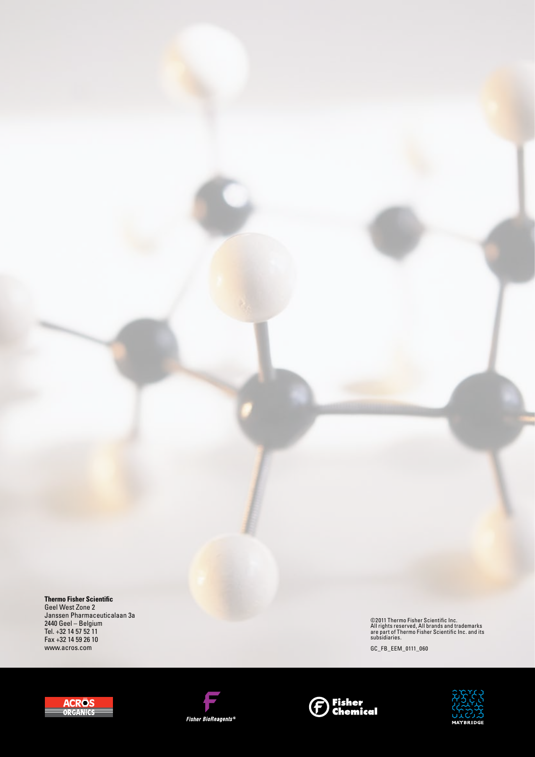**Thermo Fisher Scientific**
Geel West Zone 2
Janssen Pharmaceuticalaan 3a
2440 Geel – Belgium
Tel. +32 14 57 52 11
Fax +32 14 59 26 10
www.acros.com

©2011 Thermo Fisher Scientific Inc.
All rights reserved, All brands and trademarks are part of Thermo Fisher Scientific Inc. and its subsidiaries.

GC_FB_EEM_0111_060

ACROS ORGANICS

Fisher BioReagents®

Fisher Chemical

MAYBRIDGE